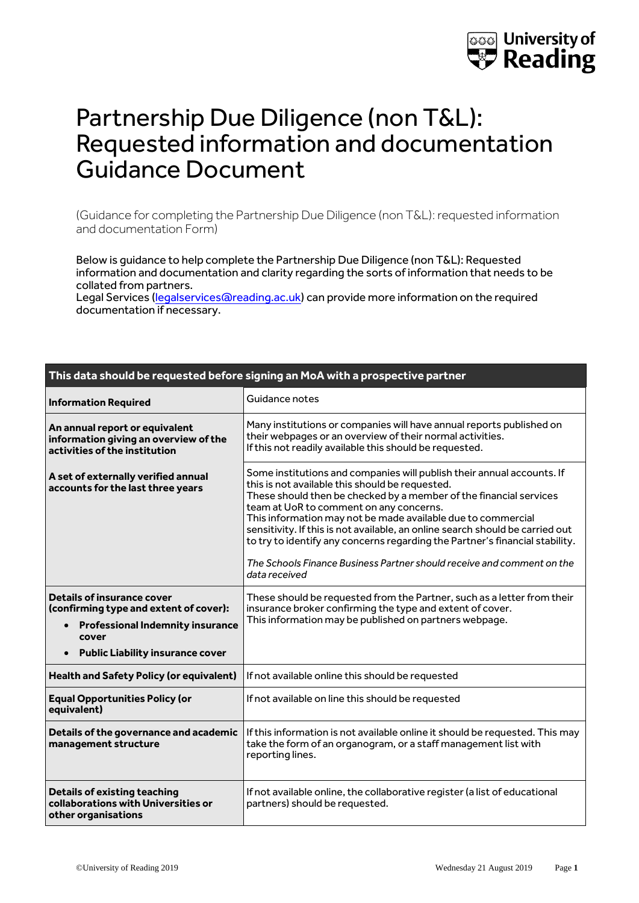# Partnership Due Diligence (non T&L): Requested information and documentation Guidance Document

(Guidance for completing the Partnership Due Diligence (non T&L): requested information and documentation Form)

Below is guidance to help complete the Partnership Due Diligence (non T&L): Requested information and documentation and clarity regarding the sorts of information that needs to be collated from partners.
Legal Services (legalservices@reading.ac.uk) can provide more information on the required documentation if necessary.

| This data should be requested before signing an MoA with a prospective partner | |
|---|---|
| **Information Required** | Guidance notes |
| **An annual report or equivalent information giving an overview of the activities of the institution** | Many institutions or companies will have annual reports published on their webpages or an overview of their normal activities.<br>If this not readily available this should be requested. |
| **A set of externally verified annual accounts for the last three years** | Some institutions and companies will publish their annual accounts. If this is not available this should be requested.<br>These should then be checked by a member of the financial services team at UoR to comment on any concerns.<br>This information may not be made available due to commercial sensitivity. If this is not available, an online search should be carried out to try to identify any concerns regarding the Partner's financial stability.<br>*The Schools Finance Business Partner should receive and comment on the data received* |
| **Details of insurance cover (confirming type and extent of cover):**<br>• **Professional Indemnity insurance cover**<br>• **Public Liability insurance cover** | These should be requested from the Partner, such as a letter from their insurance broker confirming the type and extent of cover.<br>This information may be published on partners webpage. |
| **Health and Safety Policy (or equivalent)** | If not available online this should be requested |
| **Equal Opportunities Policy (or equivalent)** | If not available on line this should be requested |
| **Details of the governance and academic management structure** | If this information is not available online it should be requested. This may take the form of an organogram, or a staff management list with reporting lines. |
| **Details of existing teaching collaborations with Universities or other organisations** | If not available online, the collaborative register (a list of educational partners) should be requested. |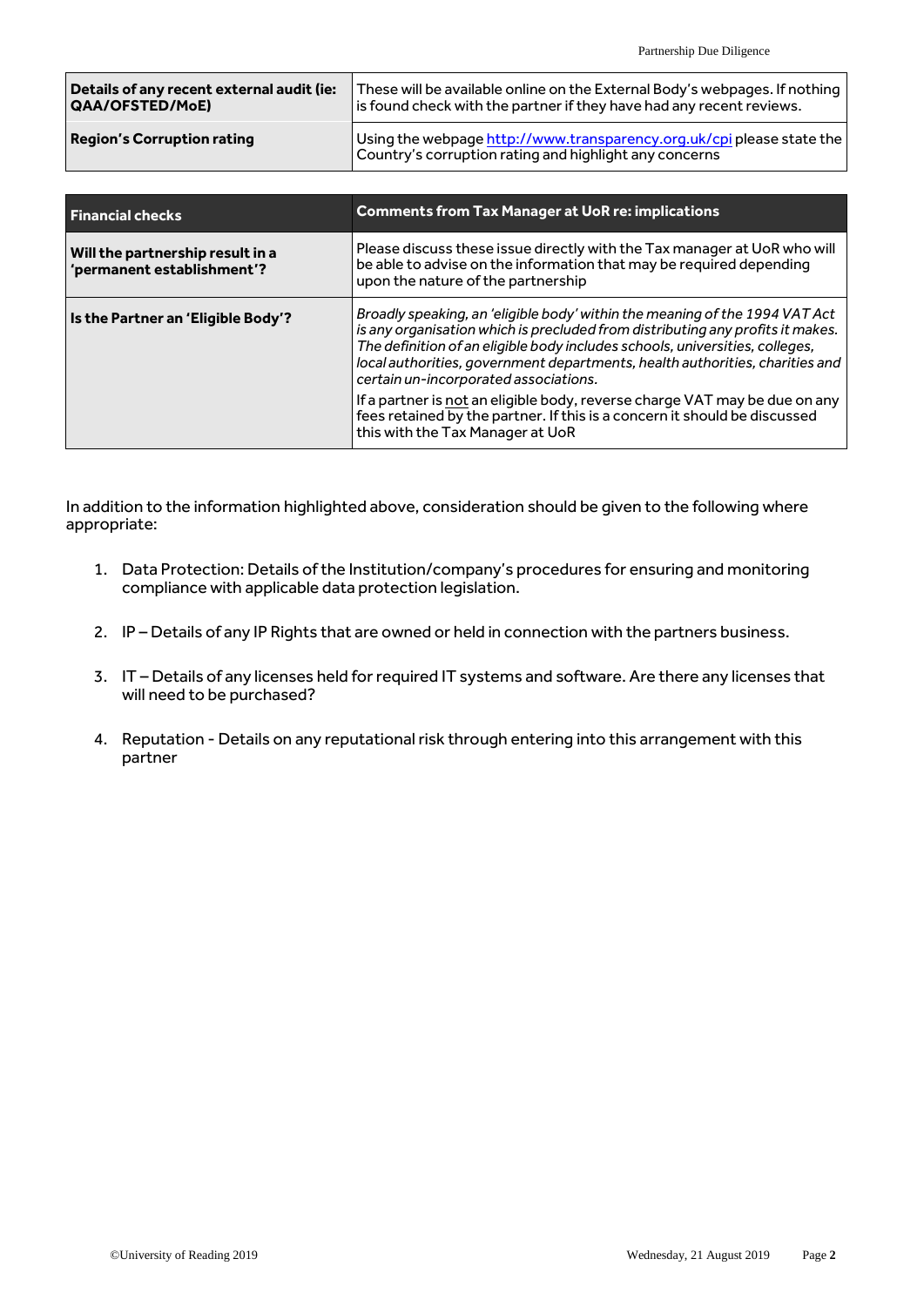| | |
|---|---|
| **Details of any recent external audit (ie: QAA/OFSTED/MoE)** | These will be available online on the External Body's webpages. If nothing is found check with the partner if they have had any recent reviews. |
| **Region's Corruption rating** | Using the webpage http://www.transparency.org.uk/cpi please state the Country's corruption rating and highlight any concerns |

| **Financial checks** | **Comments from Tax Manager at UoR re: implications** |
|---|---|
| **Will the partnership result in a 'permanent establishment'?** | Please discuss these issue directly with the Tax manager at UoR who will be able to advise on the information that may be required depending upon the nature of the partnership |
| **Is the Partner an 'Eligible Body'?** | *Broadly speaking, an 'eligible body' within the meaning of the 1994 VAT Act is any organisation which is precluded from distributing any profits it makes. The definition of an eligible body includes schools, universities, colleges, local authorities, government departments, health authorities, charities and certain un-incorporated associations.* If a partner is not an eligible body, reverse charge VAT may be due on any fees retained by the partner. If this is a concern it should be discussed this with the Tax Manager at UoR |

In addition to the information highlighted above, consideration should be given to the following where appropriate:

1. Data Protection: Details of the Institution/company's procedures for ensuring and monitoring compliance with applicable data protection legislation.

2. IP – Details of any IP Rights that are owned or held in connection with the partners business.

3. IT – Details of any licenses held for required IT systems and software. Are there any licenses that will need to be purchased?

4. Reputation - Details on any reputational risk through entering into this arrangement with this partner